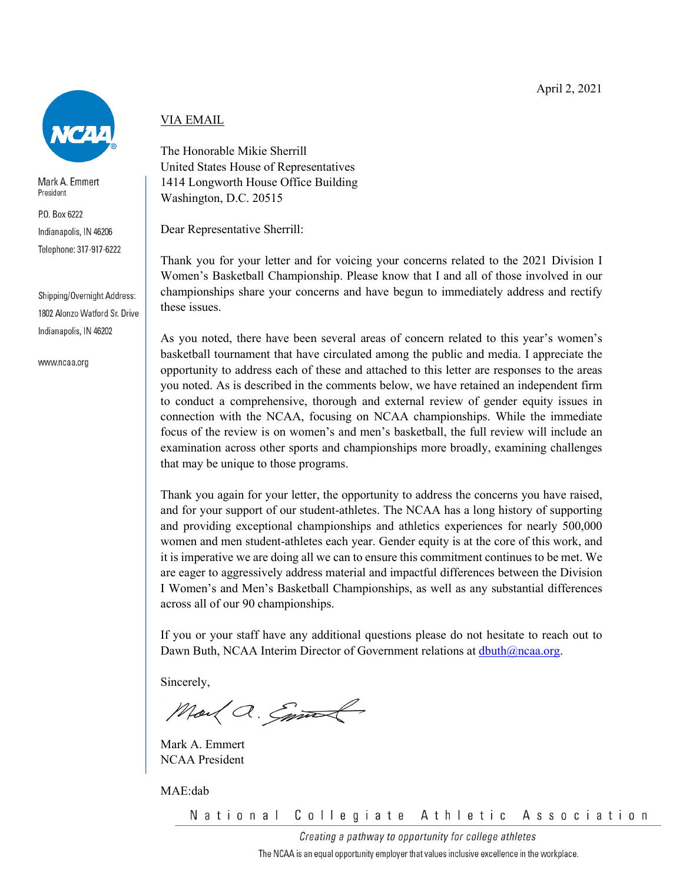Mark A. Emmert
President

P.O. Box 6222
Indianapolis, IN 46206
Telephone: 317-917-6222

Shipping/Overnight Address:
1802 Alonzo Watford Sr. Drive
Indianapolis, IN 46202

www.ncaa.org

April 2, 2021

VIA EMAIL

The Honorable Mikie Sherrill
United States House of Representatives
1414 Longworth House Office Building
Washington, D.C. 20515

Dear Representative Sherrill:

Thank you for your letter and for voicing your concerns related to the 2021 Division I Women's Basketball Championship. Please know that I and all of those involved in our championships share your concerns and have begun to immediately address and rectify these issues.

As you noted, there have been several areas of concern related to this year's women's basketball tournament that have circulated among the public and media. I appreciate the opportunity to address each of these and attached to this letter are responses to the areas you noted. As is described in the comments below, we have retained an independent firm to conduct a comprehensive, thorough and external review of gender equity issues in connection with the NCAA, focusing on NCAA championships. While the immediate focus of the review is on women's and men's basketball, the full review will include an examination across other sports and championships more broadly, examining challenges that may be unique to those programs.

Thank you again for your letter, the opportunity to address the concerns you have raised, and for your support of our student-athletes. The NCAA has a long history of supporting and providing exceptional championships and athletics experiences for nearly 500,000 women and men student-athletes each year. Gender equity is at the core of this work, and it is imperative we are doing all we can to ensure this commitment continues to be met. We are eager to aggressively address material and impactful differences between the Division I Women's and Men's Basketball Championships, as well as any substantial differences across all of our 90 championships.

If you or your staff have any additional questions please do not hesitate to reach out to Dawn Buth, NCAA Interim Director of Government relations at dbuth@ncaa.org.

Sincerely,

Mark A. Emmert
NCAA President

MAE:dab

National Collegiate Athletic Association

*Creating a pathway to opportunity for college athletes*

The NCAA is an equal opportunity employer that values inclusive excellence in the workplace.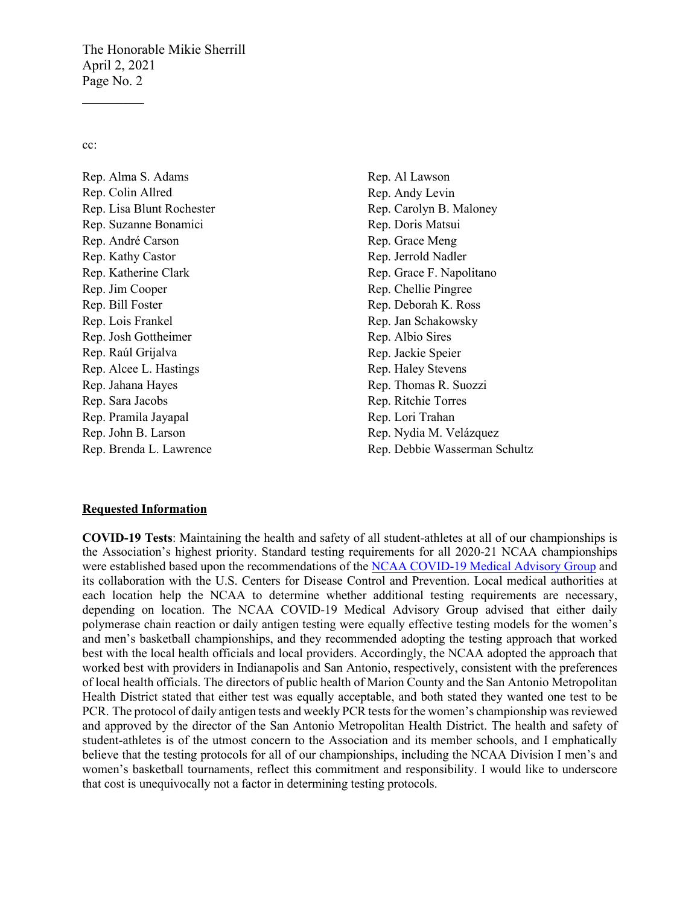cc:

Rep. Alma S. Adams
Rep. Colin Allred
Rep. Lisa Blunt Rochester
Rep. Suzanne Bonamici
Rep. André Carson
Rep. Kathy Castor
Rep. Katherine Clark
Rep. Jim Cooper
Rep. Bill Foster
Rep. Lois Frankel
Rep. Josh Gottheimer
Rep. Raúl Grijalva
Rep. Alcee L. Hastings
Rep. Jahana Hayes
Rep. Sara Jacobs
Rep. Pramila Jayapal
Rep. John B. Larson
Rep. Brenda L. Lawrence
Rep. Al Lawson
Rep. Andy Levin
Rep. Carolyn B. Maloney
Rep. Doris Matsui
Rep. Grace Meng
Rep. Jerrold Nadler
Rep. Grace F. Napolitano
Rep. Chellie Pingree
Rep. Deborah K. Ross
Rep. Jan Schakowsky
Rep. Albio Sires
Rep. Jackie Speier
Rep. Haley Stevens
Rep. Thomas R. Suozzi
Rep. Ritchie Torres
Rep. Lori Trahan
Rep. Nydia M. Velázquez
Rep. Debbie Wasserman Schultz

**Requested Information**

**COVID-19 Tests**: Maintaining the health and safety of all student-athletes at all of our championships is the Association's highest priority. Standard testing requirements for all 2020-21 NCAA championships were established based upon the recommendations of the NCAA COVID-19 Medical Advisory Group and its collaboration with the U.S. Centers for Disease Control and Prevention. Local medical authorities at each location help the NCAA to determine whether additional testing requirements are necessary, depending on location. The NCAA COVID-19 Medical Advisory Group advised that either daily polymerase chain reaction or daily antigen testing were equally effective testing models for the women's and men's basketball championships, and they recommended adopting the testing approach that worked best with the local health officials and local providers. Accordingly, the NCAA adopted the approach that worked best with providers in Indianapolis and San Antonio, respectively, consistent with the preferences of local health officials. The directors of public health of Marion County and the San Antonio Metropolitan Health District stated that either test was equally acceptable, and both stated they wanted one test to be PCR. The protocol of daily antigen tests and weekly PCR tests for the women's championship was reviewed and approved by the director of the San Antonio Metropolitan Health District. The health and safety of student-athletes is of the utmost concern to the Association and its member schools, and I emphatically believe that the testing protocols for all of our championships, including the NCAA Division I men's and women's basketball tournaments, reflect this commitment and responsibility. I would like to underscore that cost is unequivocally not a factor in determining testing protocols.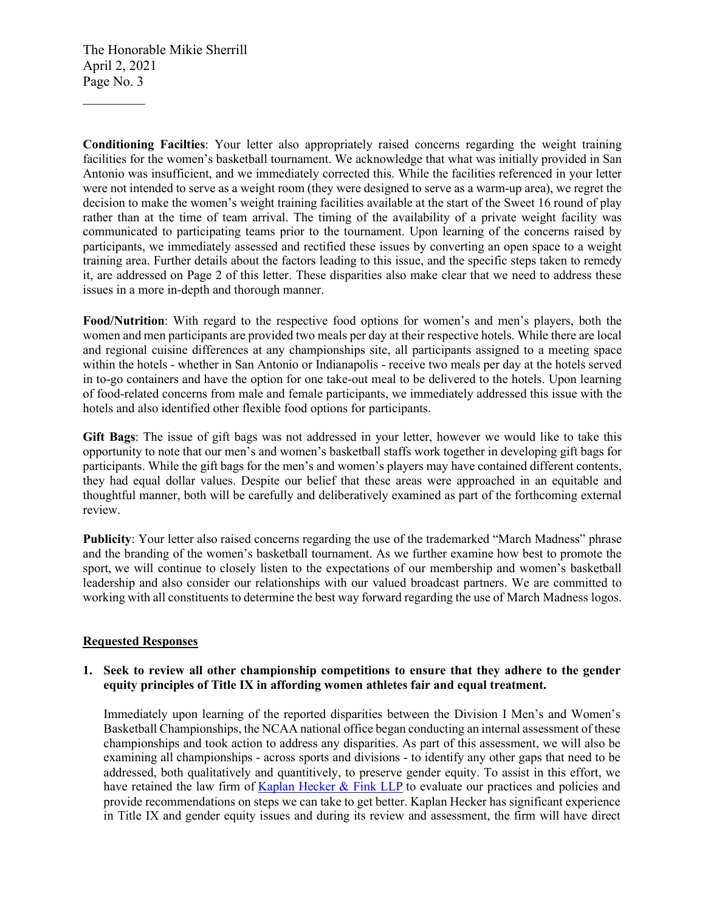**Conditioning Facilties**: Your letter also appropriately raised concerns regarding the weight training facilities for the women's basketball tournament. We acknowledge that what was initially provided in San Antonio was insufficient, and we immediately corrected this. While the facilities referenced in your letter were not intended to serve as a weight room (they were designed to serve as a warm-up area), we regret the decision to make the women's weight training facilities available at the start of the Sweet 16 round of play rather than at the time of team arrival. The timing of the availability of a private weight facility was communicated to participating teams prior to the tournament. Upon learning of the concerns raised by participants, we immediately assessed and rectified these issues by converting an open space to a weight training area. Further details about the factors leading to this issue, and the specific steps taken to remedy it, are addressed on Page 2 of this letter. These disparities also make clear that we need to address these issues in a more in-depth and thorough manner.

**Food/Nutrition**: With regard to the respective food options for women's and men's players, both the women and men participants are provided two meals per day at their respective hotels. While there are local and regional cuisine differences at any championships site, all participants assigned to a meeting space within the hotels - whether in San Antonio or Indianapolis - receive two meals per day at the hotels served in to-go containers and have the option for one take-out meal to be delivered to the hotels. Upon learning of food-related concerns from male and female participants, we immediately addressed this issue with the hotels and also identified other flexible food options for participants.

**Gift Bags**: The issue of gift bags was not addressed in your letter, however we would like to take this opportunity to note that our men's and women's basketball staffs work together in developing gift bags for participants. While the gift bags for the men's and women's players may have contained different contents, they had equal dollar values. Despite our belief that these areas were approached in an equitable and thoughtful manner, both will be carefully and deliberatively examined as part of the forthcoming external review.

**Publicity**: Your letter also raised concerns regarding the use of the trademarked "March Madness" phrase and the branding of the women's basketball tournament. As we further examine how best to promote the sport, we will continue to closely listen to the expectations of our membership and women's basketball leadership and also consider our relationships with our valued broadcast partners. We are committed to working with all constituents to determine the best way forward regarding the use of March Madness logos.

**Requested Responses**

1. **Seek to review all other championship competitions to ensure that they adhere to the gender equity principles of Title IX in affording women athletes fair and equal treatment.**

   Immediately upon learning of the reported disparities between the Division I Men's and Women's Basketball Championships, the NCAA national office began conducting an internal assessment of these championships and took action to address any disparities. As part of this assessment, we will also be examining all championships - across sports and divisions - to identify any other gaps that need to be addressed, both qualitatively and quantitively, to preserve gender equity. To assist in this effort, we have retained the law firm of Kaplan Hecker & Fink LLP to evaluate our practices and policies and provide recommendations on steps we can take to get better. Kaplan Hecker has significant experience in Title IX and gender equity issues and during its review and assessment, the firm will have direct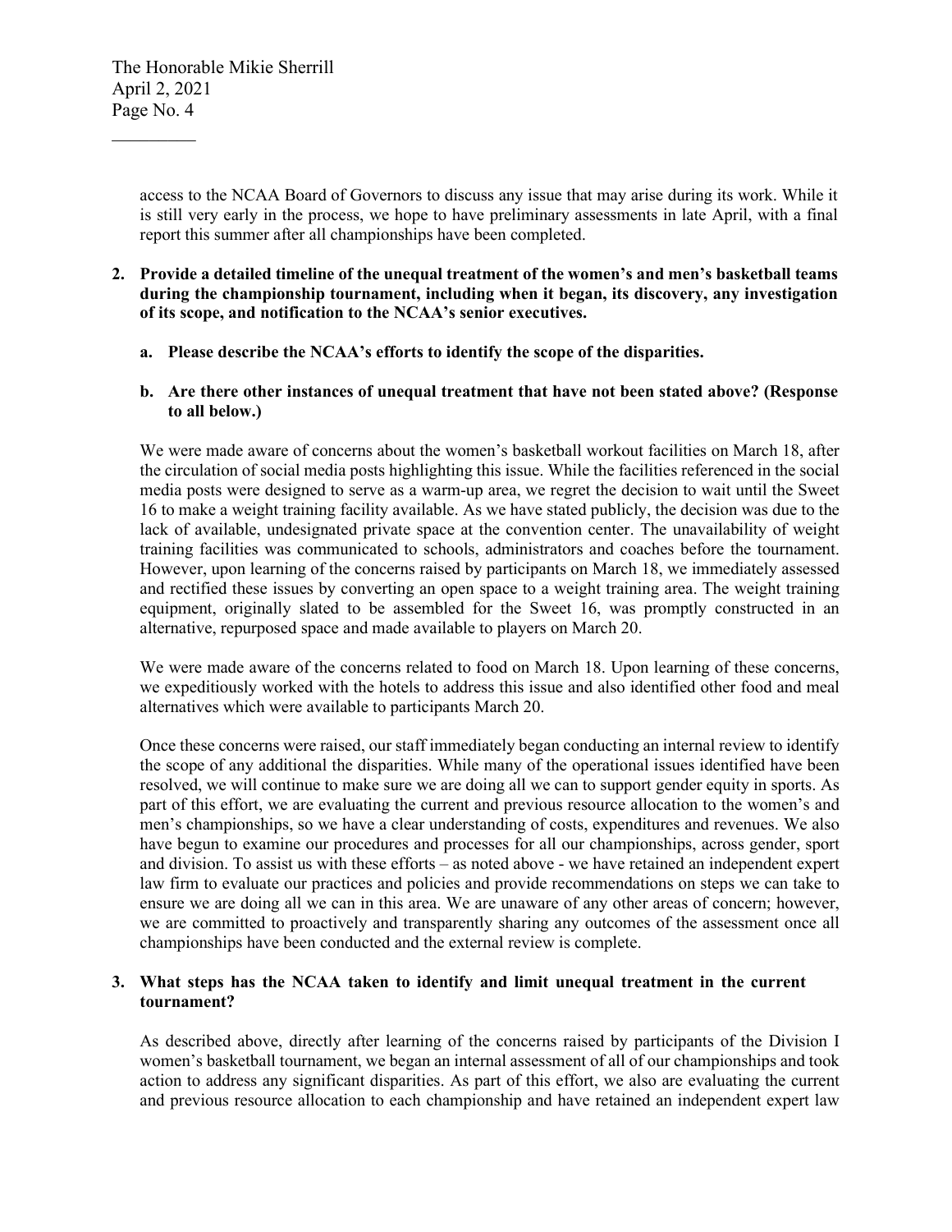access to the NCAA Board of Governors to discuss any issue that may arise during its work. While it is still very early in the process, we hope to have preliminary assessments in late April, with a final report this summer after all championships have been completed.

**2. Provide a detailed timeline of the unequal treatment of the women's and men's basketball teams during the championship tournament, including when it began, its discovery, any investigation of its scope, and notification to the NCAA's senior executives.**

   **a. Please describe the NCAA's efforts to identify the scope of the disparities.**

   **b. Are there other instances of unequal treatment that have not been stated above? (Response to all below.)**

We were made aware of concerns about the women's basketball workout facilities on March 18, after the circulation of social media posts highlighting this issue. While the facilities referenced in the social media posts were designed to serve as a warm-up area, we regret the decision to wait until the Sweet 16 to make a weight training facility available. As we have stated publicly, the decision was due to the lack of available, undesignated private space at the convention center. The unavailability of weight training facilities was communicated to schools, administrators and coaches before the tournament. However, upon learning of the concerns raised by participants on March 18, we immediately assessed and rectified these issues by converting an open space to a weight training area. The weight training equipment, originally slated to be assembled for the Sweet 16, was promptly constructed in an alternative, repurposed space and made available to players on March 20.

We were made aware of the concerns related to food on March 18. Upon learning of these concerns, we expeditiously worked with the hotels to address this issue and also identified other food and meal alternatives which were available to participants March 20.

Once these concerns were raised, our staff immediately began conducting an internal review to identify the scope of any additional the disparities. While many of the operational issues identified have been resolved, we will continue to make sure we are doing all we can to support gender equity in sports. As part of this effort, we are evaluating the current and previous resource allocation to the women's and men's championships, so we have a clear understanding of costs, expenditures and revenues. We also have begun to examine our procedures and processes for all our championships, across gender, sport and division. To assist us with these efforts – as noted above - we have retained an independent expert law firm to evaluate our practices and policies and provide recommendations on steps we can take to ensure we are doing all we can in this area. We are unaware of any other areas of concern; however, we are committed to proactively and transparently sharing any outcomes of the assessment once all championships have been conducted and the external review is complete.

**3. What steps has the NCAA taken to identify and limit unequal treatment in the current tournament?**

As described above, directly after learning of the concerns raised by participants of the Division I women's basketball tournament, we began an internal assessment of all of our championships and took action to address any significant disparities. As part of this effort, we also are evaluating the current and previous resource allocation to each championship and have retained an independent expert law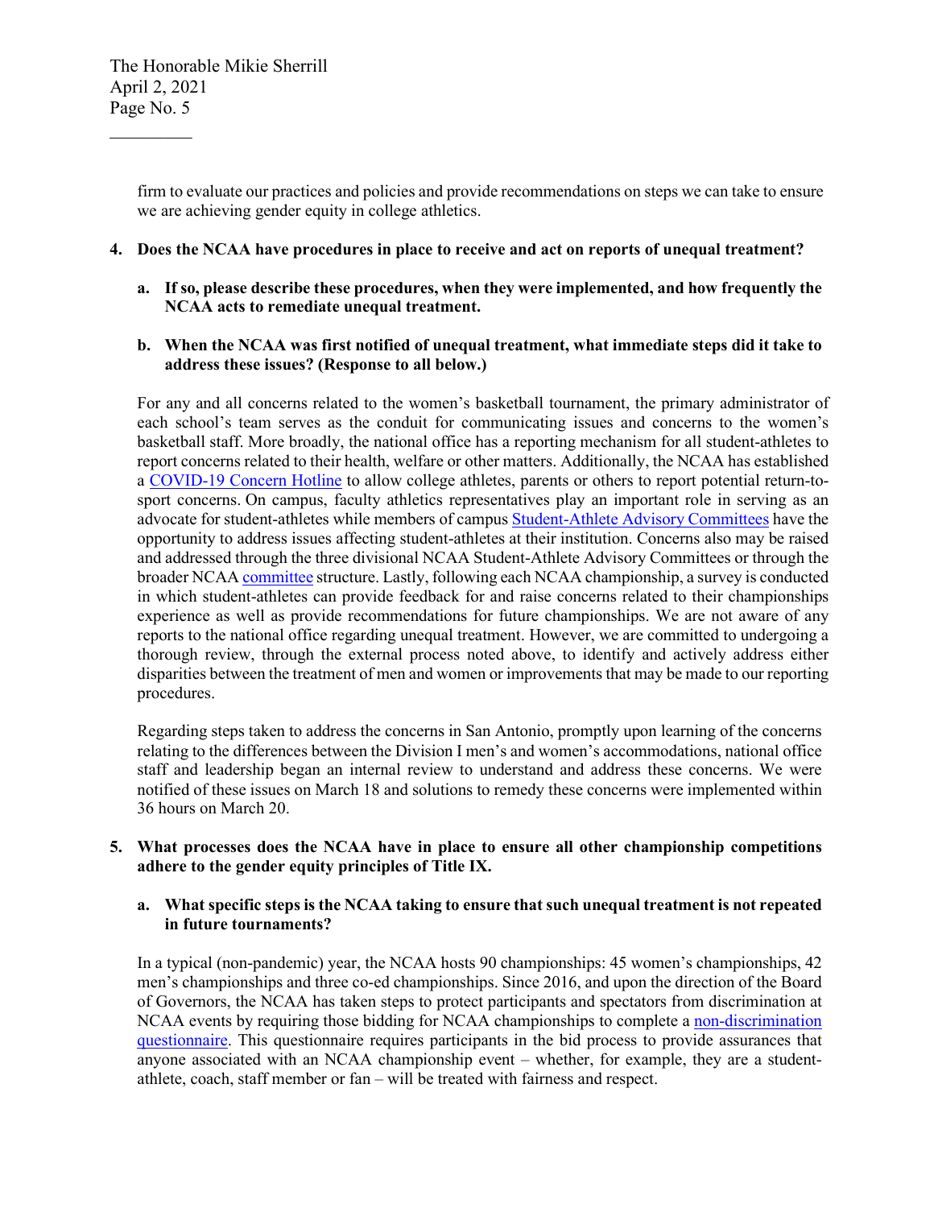firm to evaluate our practices and policies and provide recommendations on steps we can take to ensure we are achieving gender equity in college athletics.

**4. Does the NCAA have procedures in place to receive and act on reports of unequal treatment?**

**a. If so, please describe these procedures, when they were implemented, and how frequently the NCAA acts to remediate unequal treatment.**

**b. When the NCAA was first notified of unequal treatment, what immediate steps did it take to address these issues? (Response to all below.)**

For any and all concerns related to the women's basketball tournament, the primary administrator of each school's team serves as the conduit for communicating issues and concerns to the women's basketball staff. More broadly, the national office has a reporting mechanism for all student-athletes to report concerns related to their health, welfare or other matters. Additionally, the NCAA has established a COVID-19 Concern Hotline to allow college athletes, parents or others to report potential return-to-sport concerns. On campus, faculty athletics representatives play an important role in serving as an advocate for student-athletes while members of campus Student-Athlete Advisory Committees have the opportunity to address issues affecting student-athletes at their institution. Concerns also may be raised and addressed through the three divisional NCAA Student-Athlete Advisory Committees or through the broader NCAA committee structure. Lastly, following each NCAA championship, a survey is conducted in which student-athletes can provide feedback for and raise concerns related to their championships experience as well as provide recommendations for future championships. We are not aware of any reports to the national office regarding unequal treatment. However, we are committed to undergoing a thorough review, through the external process noted above, to identify and actively address either disparities between the treatment of men and women or improvements that may be made to our reporting procedures.

Regarding steps taken to address the concerns in San Antonio, promptly upon learning of the concerns relating to the differences between the Division I men's and women's accommodations, national office staff and leadership began an internal review to understand and address these concerns. We were notified of these issues on March 18 and solutions to remedy these concerns were implemented within 36 hours on March 20.

**5. What processes does the NCAA have in place to ensure all other championship competitions adhere to the gender equity principles of Title IX.**

**a. What specific steps is the NCAA taking to ensure that such unequal treatment is not repeated in future tournaments?**

In a typical (non-pandemic) year, the NCAA hosts 90 championships: 45 women's championships, 42 men's championships and three co-ed championships. Since 2016, and upon the direction of the Board of Governors, the NCAA has taken steps to protect participants and spectators from discrimination at NCAA events by requiring those bidding for NCAA championships to complete a non-discrimination questionnaire. This questionnaire requires participants in the bid process to provide assurances that anyone associated with an NCAA championship event – whether, for example, they are a student-athlete, coach, staff member or fan – will be treated with fairness and respect.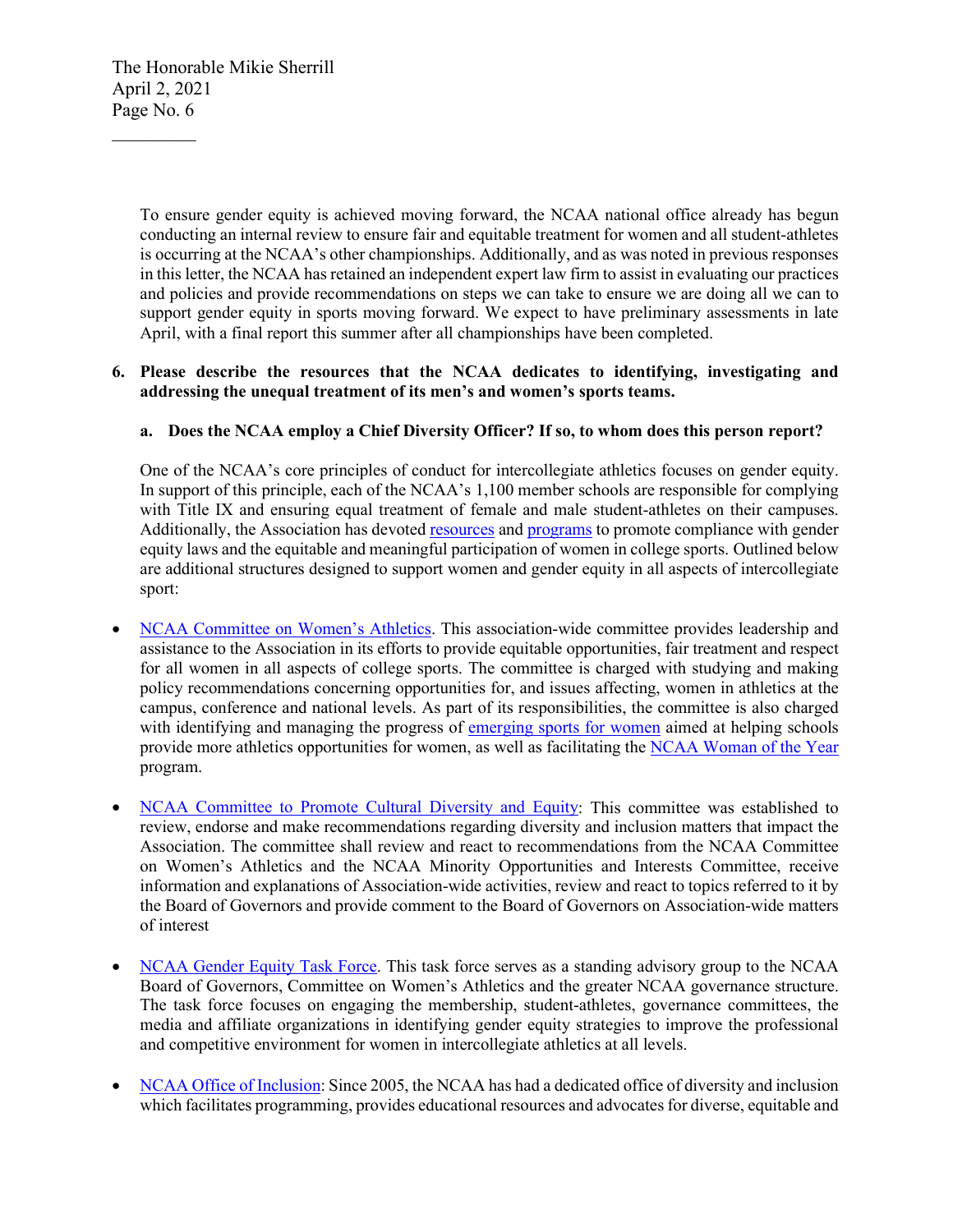To ensure gender equity is achieved moving forward, the NCAA national office already has begun conducting an internal review to ensure fair and equitable treatment for women and all student-athletes is occurring at the NCAA's other championships. Additionally, and as was noted in previous responses in this letter, the NCAA has retained an independent expert law firm to assist in evaluating our practices and policies and provide recommendations on steps we can take to ensure we are doing all we can to support gender equity in sports moving forward. We expect to have preliminary assessments in late April, with a final report this summer after all championships have been completed.

**6. Please describe the resources that the NCAA dedicates to identifying, investigating and addressing the unequal treatment of its men's and women's sports teams.**

**a. Does the NCAA employ a Chief Diversity Officer? If so, to whom does this person report?**

One of the NCAA's core principles of conduct for intercollegiate athletics focuses on gender equity. In support of this principle, each of the NCAA's 1,100 member schools are responsible for complying with Title IX and ensuring equal treatment of female and male student-athletes on their campuses. Additionally, the Association has devoted resources and programs to promote compliance with gender equity laws and the equitable and meaningful participation of women in college sports. Outlined below are additional structures designed to support women and gender equity in all aspects of intercollegiate sport:

- NCAA Committee on Women's Athletics. This association-wide committee provides leadership and assistance to the Association in its efforts to provide equitable opportunities, fair treatment and respect for all women in all aspects of college sports. The committee is charged with studying and making policy recommendations concerning opportunities for, and issues affecting, women in athletics at the campus, conference and national levels. As part of its responsibilities, the committee is also charged with identifying and managing the progress of emerging sports for women aimed at helping schools provide more athletics opportunities for women, as well as facilitating the NCAA Woman of the Year program.

- NCAA Committee to Promote Cultural Diversity and Equity: This committee was established to review, endorse and make recommendations regarding diversity and inclusion matters that impact the Association. The committee shall review and react to recommendations from the NCAA Committee on Women's Athletics and the NCAA Minority Opportunities and Interests Committee, receive information and explanations of Association-wide activities, review and react to topics referred to it by the Board of Governors and provide comment to the Board of Governors on Association-wide matters of interest

- NCAA Gender Equity Task Force. This task force serves as a standing advisory group to the NCAA Board of Governors, Committee on Women's Athletics and the greater NCAA governance structure. The task force focuses on engaging the membership, student-athletes, governance committees, the media and affiliate organizations in identifying gender equity strategies to improve the professional and competitive environment for women in intercollegiate athletics at all levels.

- NCAA Office of Inclusion: Since 2005, the NCAA has had a dedicated office of diversity and inclusion which facilitates programming, provides educational resources and advocates for diverse, equitable and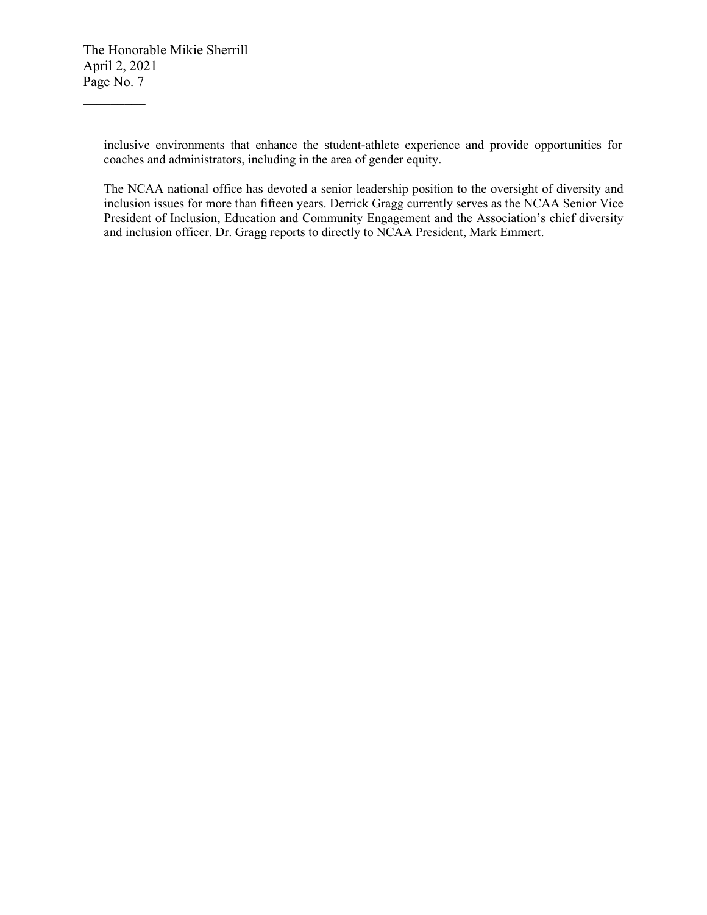inclusive environments that enhance the student-athlete experience and provide opportunities for coaches and administrators, including in the area of gender equity.

The NCAA national office has devoted a senior leadership position to the oversight of diversity and inclusion issues for more than fifteen years. Derrick Gragg currently serves as the NCAA Senior Vice President of Inclusion, Education and Community Engagement and the Association's chief diversity and inclusion officer. Dr. Gragg reports to directly to NCAA President, Mark Emmert.